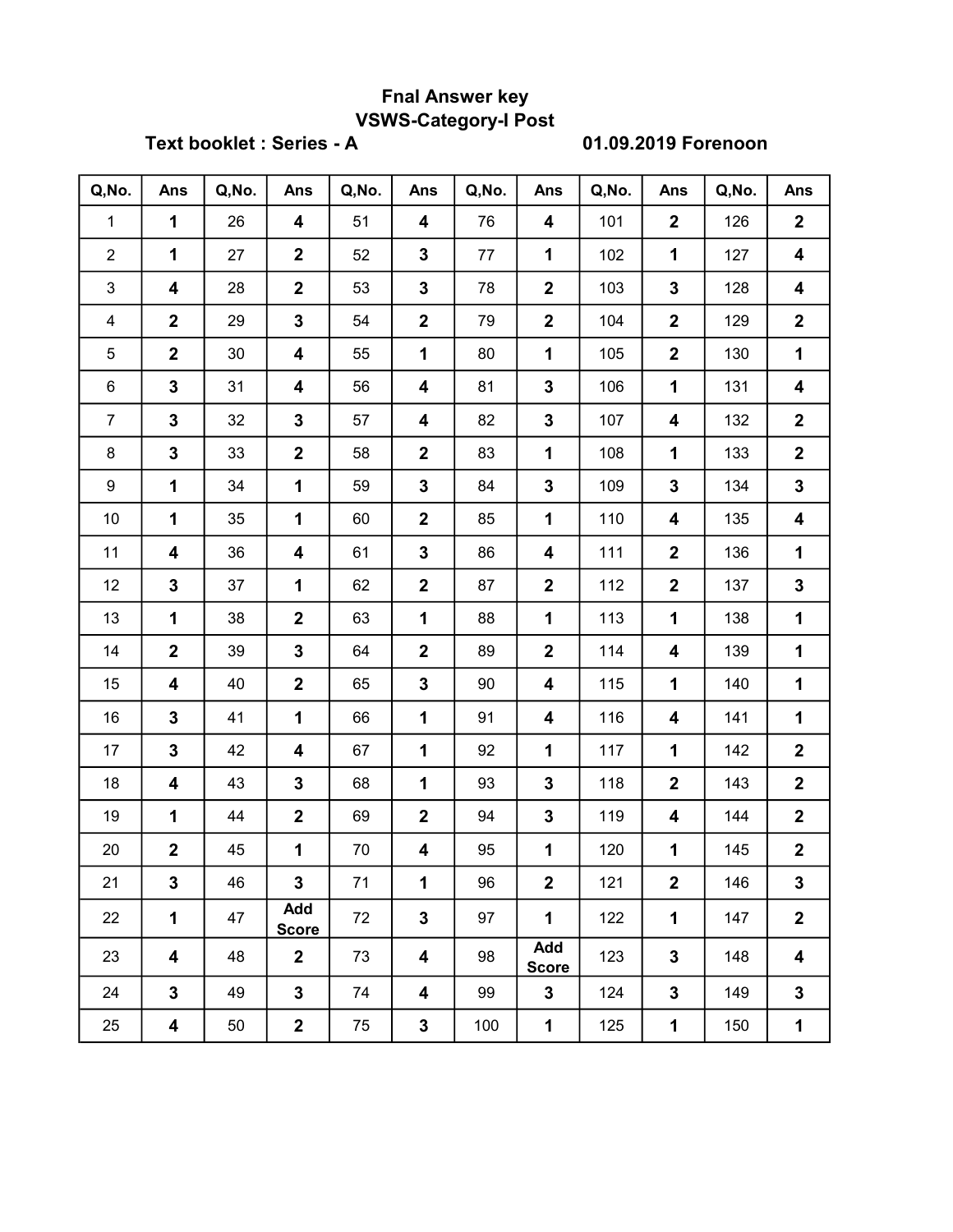# Fnal Answer key

## VSWS-Category-I Post

**Text booklet : Series - A** **01.09.2019 Forenoon**

| Q,No. | Ans | Q,No. | Ans | Q,No. | Ans | Q,No. | Ans | Q,No. | Ans | Q,No. | Ans |
|---|---|---|---|---|---|---|---|---|---|---|---|
| 1 | **1** | 26 | **4** | 51 | **4** | 76 | **4** | 101 | **2** | 126 | **2** |
| 2 | **1** | 27 | **2** | 52 | **3** | 77 | **1** | 102 | **1** | 127 | **4** |
| 3 | **4** | 28 | **2** | 53 | **3** | 78 | **2** | 103 | **3** | 128 | **4** |
| 4 | **2** | 29 | **3** | 54 | **2** | 79 | **2** | 104 | **2** | 129 | **2** |
| 5 | **2** | 30 | **4** | 55 | **1** | 80 | **1** | 105 | **2** | 130 | **1** |
| 6 | **3** | 31 | **4** | 56 | **4** | 81 | **3** | 106 | **1** | 131 | **4** |
| 7 | **3** | 32 | **3** | 57 | **4** | 82 | **3** | 107 | **4** | 132 | **2** |
| 8 | **3** | 33 | **2** | 58 | **2** | 83 | **1** | 108 | **1** | 133 | **2** |
| 9 | **1** | 34 | **1** | 59 | **3** | 84 | **3** | 109 | **3** | 134 | **3** |
| 10 | **1** | 35 | **1** | 60 | **2** | 85 | **1** | 110 | **4** | 135 | **4** |
| 11 | **4** | 36 | **4** | 61 | **3** | 86 | **4** | 111 | **2** | 136 | **1** |
| 12 | **3** | 37 | **1** | 62 | **2** | 87 | **2** | 112 | **2** | 137 | **3** |
| 13 | **1** | 38 | **2** | 63 | **1** | 88 | **1** | 113 | **1** | 138 | **1** |
| 14 | **2** | 39 | **3** | 64 | **2** | 89 | **2** | 114 | **4** | 139 | **1** |
| 15 | **4** | 40 | **2** | 65 | **3** | 90 | **4** | 115 | **1** | 140 | **1** |
| 16 | **3** | 41 | **1** | 66 | **1** | 91 | **4** | 116 | **4** | 141 | **1** |
| 17 | **3** | 42 | **4** | 67 | **1** | 92 | **1** | 117 | **1** | 142 | **2** |
| 18 | **4** | 43 | **3** | 68 | **1** | 93 | **3** | 118 | **2** | 143 | **2** |
| 19 | **1** | 44 | **2** | 69 | **2** | 94 | **3** | 119 | **4** | 144 | **2** |
| 20 | **2** | 45 | **1** | 70 | **4** | 95 | **1** | 120 | **1** | 145 | **2** |
| 21 | **3** | 46 | **3** | 71 | **1** | 96 | **2** | 121 | **2** | 146 | **3** |
| 22 | **1** | 47 | **Add Score** | 72 | **3** | 97 | **1** | 122 | **1** | 147 | **2** |
| 23 | **4** | 48 | **2** | 73 | **4** | 98 | **Add Score** | 123 | **3** | 148 | **4** |
| 24 | **3** | 49 | **3** | 74 | **4** | 99 | **3** | 124 | **3** | 149 | **3** |
| 25 | **4** | 50 | **2** | 75 | **3** | 100 | **1** | 125 | **1** | 150 | **1** |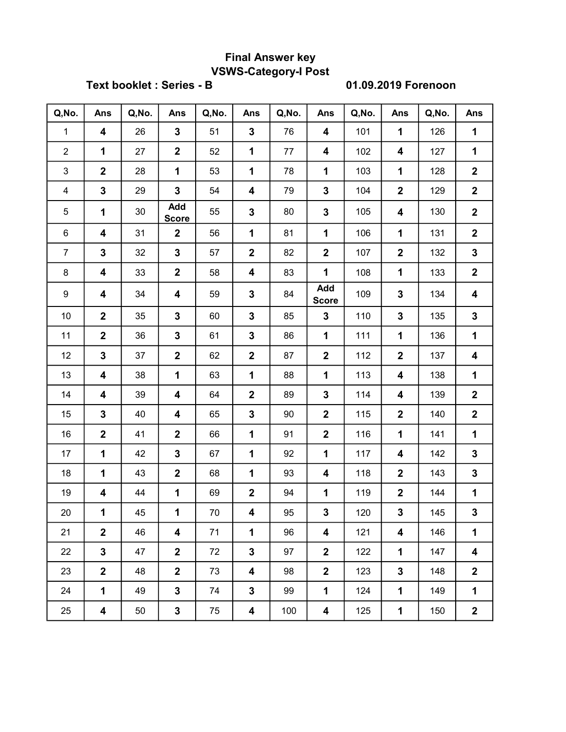# Final Answer key

## VSWS-Category-I Post

**Text booklet : Series - B** **01.09.2019 Forenoon**

| Q,No. | Ans | Q,No. | Ans | Q,No. | Ans | Q,No. | Ans | Q,No. | Ans | Q,No. | Ans |
|---|---|---|---|---|---|---|---|---|---|---|---|
| 1 | **4** | 26 | **3** | 51 | **3** | 76 | **4** | 101 | **1** | 126 | **1** |
| 2 | **1** | 27 | **2** | 52 | **1** | 77 | **4** | 102 | **4** | 127 | **1** |
| 3 | **2** | 28 | **1** | 53 | **1** | 78 | **1** | 103 | **1** | 128 | **2** |
| 4 | **3** | 29 | **3** | 54 | **4** | 79 | **3** | 104 | **2** | 129 | **2** |
| 5 | **1** | 30 | **Add Score** | 55 | **3** | 80 | **3** | 105 | **4** | 130 | **2** |
| 6 | **4** | 31 | **2** | 56 | **1** | 81 | **1** | 106 | **1** | 131 | **2** |
| 7 | **3** | 32 | **3** | 57 | **2** | 82 | **2** | 107 | **2** | 132 | **3** |
| 8 | **4** | 33 | **2** | 58 | **4** | 83 | **1** | 108 | **1** | 133 | **2** |
| 9 | **4** | 34 | **4** | 59 | **3** | 84 | **Add Score** | 109 | **3** | 134 | **4** |
| 10 | **2** | 35 | **3** | 60 | **3** | 85 | **3** | 110 | **3** | 135 | **3** |
| 11 | **2** | 36 | **3** | 61 | **3** | 86 | **1** | 111 | **1** | 136 | **1** |
| 12 | **3** | 37 | **2** | 62 | **2** | 87 | **2** | 112 | **2** | 137 | **4** |
| 13 | **4** | 38 | **1** | 63 | **1** | 88 | **1** | 113 | **4** | 138 | **1** |
| 14 | **4** | 39 | **4** | 64 | **2** | 89 | **3** | 114 | **4** | 139 | **2** |
| 15 | **3** | 40 | **4** | 65 | **3** | 90 | **2** | 115 | **2** | 140 | **2** |
| 16 | **2** | 41 | **2** | 66 | **1** | 91 | **2** | 116 | **1** | 141 | **1** |
| 17 | **1** | 42 | **3** | 67 | **1** | 92 | **1** | 117 | **4** | 142 | **3** |
| 18 | **1** | 43 | **2** | 68 | **1** | 93 | **4** | 118 | **2** | 143 | **3** |
| 19 | **4** | 44 | **1** | 69 | **2** | 94 | **1** | 119 | **2** | 144 | **1** |
| 20 | **1** | 45 | **1** | 70 | **4** | 95 | **3** | 120 | **3** | 145 | **3** |
| 21 | **2** | 46 | **4** | 71 | **1** | 96 | **4** | 121 | **4** | 146 | **1** |
| 22 | **3** | 47 | **2** | 72 | **3** | 97 | **2** | 122 | **1** | 147 | **4** |
| 23 | **2** | 48 | **2** | 73 | **4** | 98 | **2** | 123 | **3** | 148 | **2** |
| 24 | **1** | 49 | **3** | 74 | **3** | 99 | **1** | 124 | **1** | 149 | **1** |
| 25 | **4** | 50 | **3** | 75 | **4** | 100 | **4** | 125 | **1** | 150 | **2** |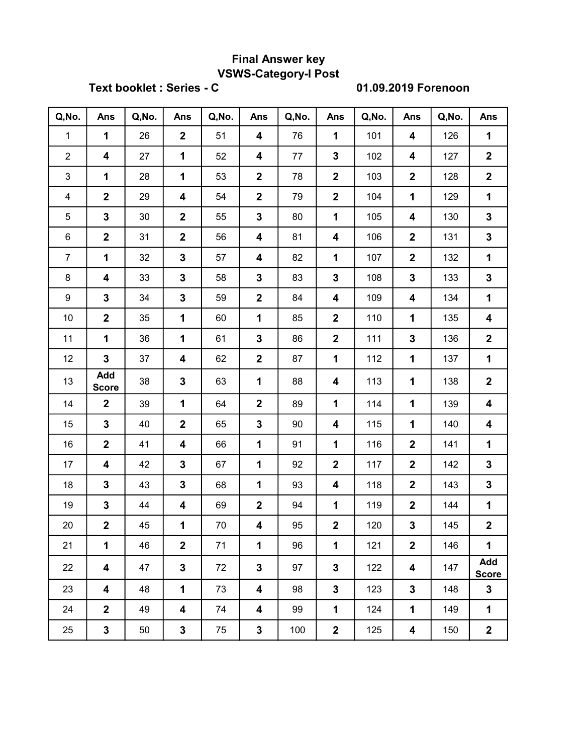# Final Answer key

## VSWS-Category-I Post

**Text booklet : Series - C** **01.09.2019 Forenoon**

| Q,No. | Ans | Q,No. | Ans | Q,No. | Ans | Q,No. | Ans | Q,No. | Ans | Q,No. | Ans |
|---|---|---|---|---|---|---|---|---|---|---|---|
| 1 | **1** | 26 | **2** | 51 | **4** | 76 | **1** | 101 | **4** | 126 | **1** |
| 2 | **4** | 27 | **1** | 52 | **4** | 77 | **3** | 102 | **4** | 127 | **2** |
| 3 | **1** | 28 | **1** | 53 | **2** | 78 | **2** | 103 | **2** | 128 | **2** |
| 4 | **2** | 29 | **4** | 54 | **2** | 79 | **2** | 104 | **1** | 129 | **1** |
| 5 | **3** | 30 | **2** | 55 | **3** | 80 | **1** | 105 | **4** | 130 | **3** |
| 6 | **2** | 31 | **2** | 56 | **4** | 81 | **4** | 106 | **2** | 131 | **3** |
| 7 | **1** | 32 | **3** | 57 | **4** | 82 | **1** | 107 | **2** | 132 | **1** |
| 8 | **4** | 33 | **3** | 58 | **3** | 83 | **3** | 108 | **3** | 133 | **3** |
| 9 | **3** | 34 | **3** | 59 | **2** | 84 | **4** | 109 | **4** | 134 | **1** |
| 10 | **2** | 35 | **1** | 60 | **1** | 85 | **2** | 110 | **1** | 135 | **4** |
| 11 | **1** | 36 | **1** | 61 | **3** | 86 | **2** | 111 | **3** | 136 | **2** |
| 12 | **3** | 37 | **4** | 62 | **2** | 87 | **1** | 112 | **1** | 137 | **1** |
| 13 | **Add Score** | 38 | **3** | 63 | **1** | 88 | **4** | 113 | **1** | 138 | **2** |
| 14 | **2** | 39 | **1** | 64 | **2** | 89 | **1** | 114 | **1** | 139 | **4** |
| 15 | **3** | 40 | **2** | 65 | **3** | 90 | **4** | 115 | **1** | 140 | **4** |
| 16 | **2** | 41 | **4** | 66 | **1** | 91 | **1** | 116 | **2** | 141 | **1** |
| 17 | **4** | 42 | **3** | 67 | **1** | 92 | **2** | 117 | **2** | 142 | **3** |
| 18 | **3** | 43 | **3** | 68 | **1** | 93 | **4** | 118 | **2** | 143 | **3** |
| 19 | **3** | 44 | **4** | 69 | **2** | 94 | **1** | 119 | **2** | 144 | **1** |
| 20 | **2** | 45 | **1** | 70 | **4** | 95 | **2** | 120 | **3** | 145 | **2** |
| 21 | **1** | 46 | **2** | 71 | **1** | 96 | **1** | 121 | **2** | 146 | **1** |
| 22 | **4** | 47 | **3** | 72 | **3** | 97 | **3** | 122 | **4** | 147 | **Add Score** |
| 23 | **4** | 48 | **1** | 73 | **4** | 98 | **3** | 123 | **3** | 148 | **3** |
| 24 | **2** | 49 | **4** | 74 | **4** | 99 | **1** | 124 | **1** | 149 | **1** |
| 25 | **3** | 50 | **3** | 75 | **3** | 100 | **2** | 125 | **4** | 150 | **2** |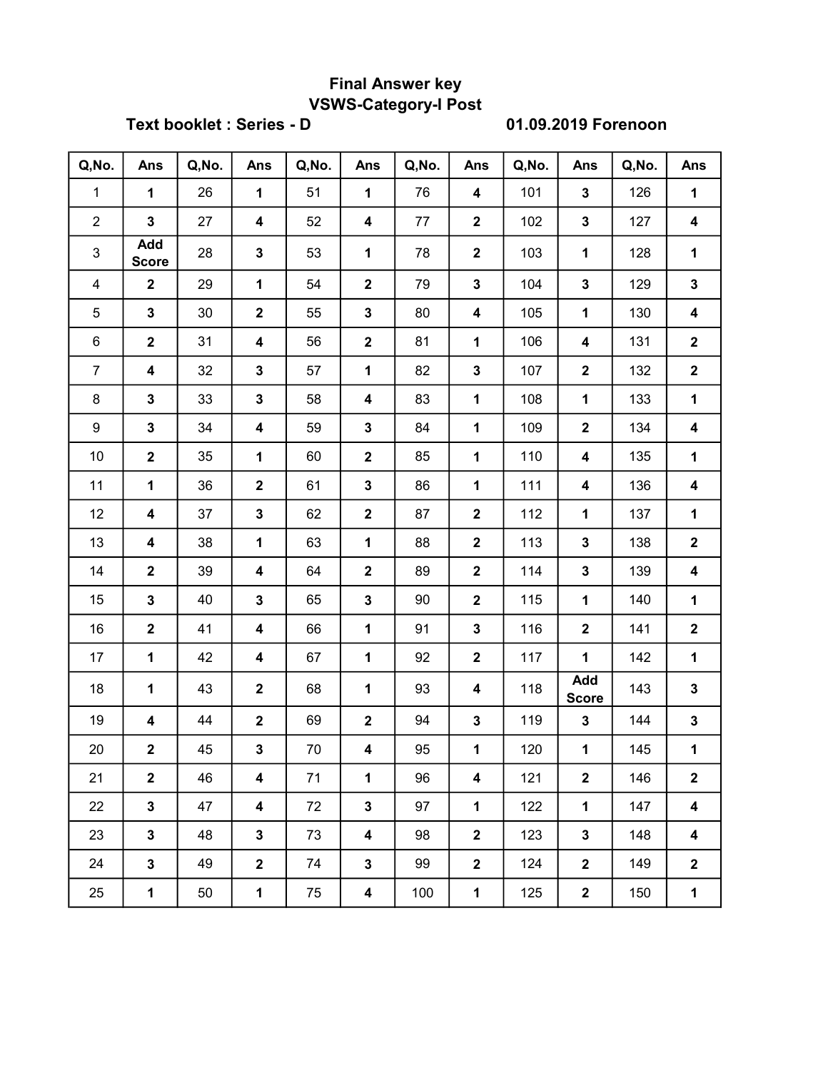# Final Answer key
## VSWS-Category-I Post

**Text booklet : Series - D** **01.09.2019 Forenoon**

| Q,No. | Ans | Q,No. | Ans | Q,No. | Ans | Q,No. | Ans | Q,No. | Ans | Q,No. | Ans |
|---|---|---|---|---|---|---|---|---|---|---|---|
| 1 | **1** | 26 | **1** | 51 | **1** | 76 | **4** | 101 | **3** | 126 | **1** |
| 2 | **3** | 27 | **4** | 52 | **4** | 77 | **2** | 102 | **3** | 127 | **4** |
| 3 | **Add Score** | 28 | **3** | 53 | **1** | 78 | **2** | 103 | **1** | 128 | **1** |
| 4 | **2** | 29 | **1** | 54 | **2** | 79 | **3** | 104 | **3** | 129 | **3** |
| 5 | **3** | 30 | **2** | 55 | **3** | 80 | **4** | 105 | **1** | 130 | **4** |
| 6 | **2** | 31 | **4** | 56 | **2** | 81 | **1** | 106 | **4** | 131 | **2** |
| 7 | **4** | 32 | **3** | 57 | **1** | 82 | **3** | 107 | **2** | 132 | **2** |
| 8 | **3** | 33 | **3** | 58 | **4** | 83 | **1** | 108 | **1** | 133 | **1** |
| 9 | **3** | 34 | **4** | 59 | **3** | 84 | **1** | 109 | **2** | 134 | **4** |
| 10 | **2** | 35 | **1** | 60 | **2** | 85 | **1** | 110 | **4** | 135 | **1** |
| 11 | **1** | 36 | **2** | 61 | **3** | 86 | **1** | 111 | **4** | 136 | **4** |
| 12 | **4** | 37 | **3** | 62 | **2** | 87 | **2** | 112 | **1** | 137 | **1** |
| 13 | **4** | 38 | **1** | 63 | **1** | 88 | **2** | 113 | **3** | 138 | **2** |
| 14 | **2** | 39 | **4** | 64 | **2** | 89 | **2** | 114 | **3** | 139 | **4** |
| 15 | **3** | 40 | **3** | 65 | **3** | 90 | **2** | 115 | **1** | 140 | **1** |
| 16 | **2** | 41 | **4** | 66 | **1** | 91 | **3** | 116 | **2** | 141 | **2** |
| 17 | **1** | 42 | **4** | 67 | **1** | 92 | **2** | 117 | **1** | 142 | **1** |
| 18 | **1** | 43 | **2** | 68 | **1** | 93 | **4** | 118 | **Add Score** | 143 | **3** |
| 19 | **4** | 44 | **2** | 69 | **2** | 94 | **3** | 119 | **3** | 144 | **3** |
| 20 | **2** | 45 | **3** | 70 | **4** | 95 | **1** | 120 | **1** | 145 | **1** |
| 21 | **2** | 46 | **4** | 71 | **1** | 96 | **4** | 121 | **2** | 146 | **2** |
| 22 | **3** | 47 | **4** | 72 | **3** | 97 | **1** | 122 | **1** | 147 | **4** |
| 23 | **3** | 48 | **3** | 73 | **4** | 98 | **2** | 123 | **3** | 148 | **4** |
| 24 | **3** | 49 | **2** | 74 | **3** | 99 | **2** | 124 | **2** | 149 | **2** |
| 25 | **1** | 50 | **1** | 75 | **4** | 100 | **1** | 125 | **2** | 150 | **1** |